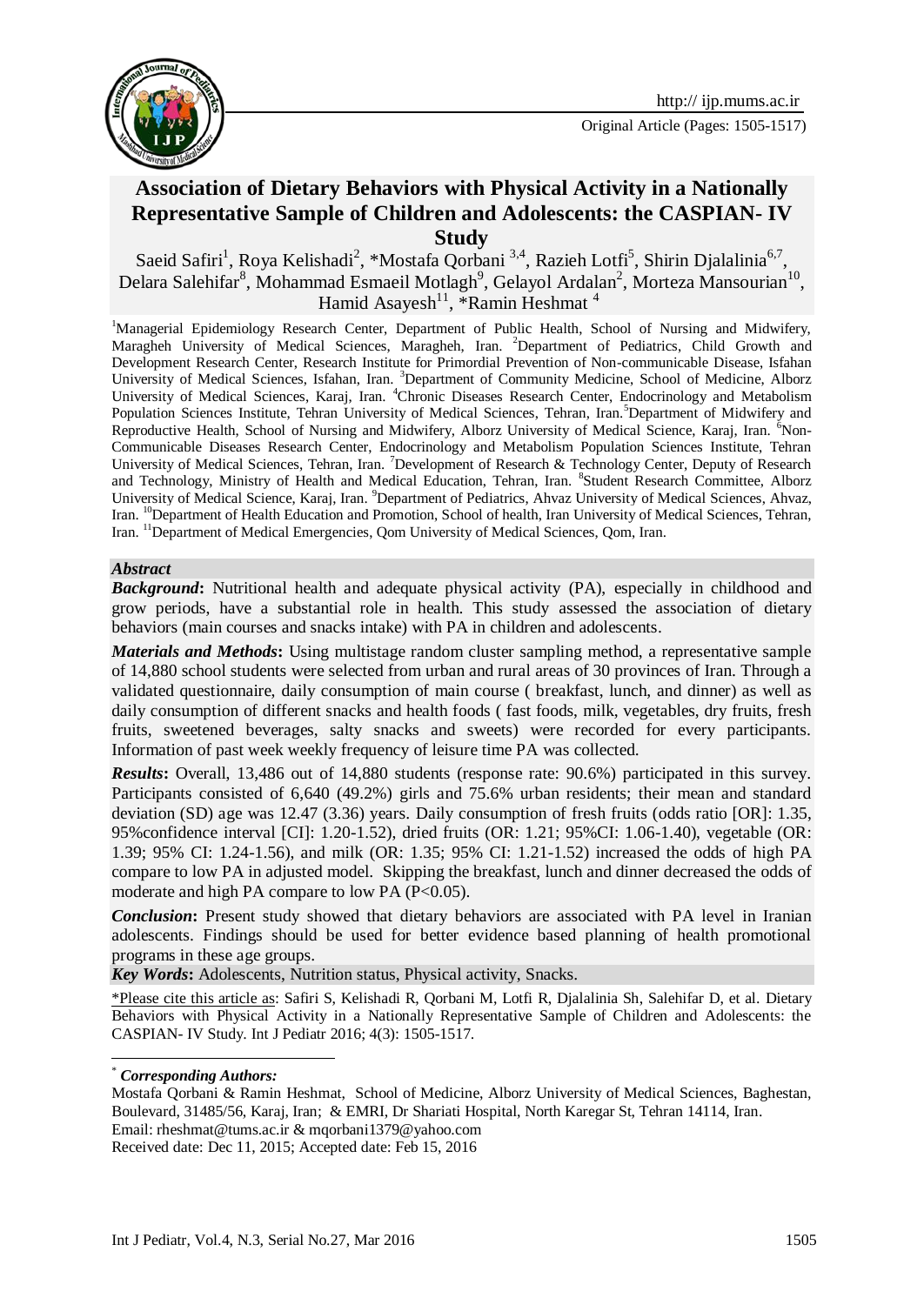Original Article (Pages: 1505-1517)

# Association of Dietary Behaviors with Physical Activity in a Nationally Representative Sample of Children and Adolescents: the CASPIAN- IV Study

Saeid Safiri[1], Roya Kelishadi[2], *Mostafa Qorbani [3,4], Razieh Lotfi[5], Shirin Djalalinia[6,7], Delara Salehifar[8], Mohammad Esmaeil Motlagh[9], Gelayol Ardalan[2], Morteza Mansourian[10], Hamid Asayesh[11], *Ramin Heshmat [4]

[1]Managerial Epidemiology Research Center, Department of Public Health, School of Nursing and Midwifery, Maragheh University of Medical Sciences, Maragheh, Iran. [2]Department of Pediatrics, Child Growth and Development Research Center, Research Institute for Primordial Prevention of Non-communicable Disease, Isfahan University of Medical Sciences, Isfahan, Iran. [3]Department of Community Medicine, School of Medicine, Alborz University of Medical Sciences, Karaj, Iran. [4]Chronic Diseases Research Center, Endocrinology and Metabolism Population Sciences Institute, Tehran University of Medical Sciences, Tehran, Iran.[5]Department of Midwifery and Reproductive Health, School of Nursing and Midwifery, Alborz University of Medical Science, Karaj, Iran. [6]Non-Communicable Diseases Research Center, Endocrinology and Metabolism Population Sciences Institute, Tehran University of Medical Sciences, Tehran, Iran. [7]Development of Research & Technology Center, Deputy of Research and Technology, Ministry of Health and Medical Education, Tehran, Iran. [8]Student Research Committee, Alborz University of Medical Science, Karaj, Iran. [9]Department of Pediatrics, Ahvaz University of Medical Sciences, Ahvaz, Iran. [10]Department of Health Education and Promotion, School of health, Iran University of Medical Sciences, Tehran, Iran. [11]Department of Medical Emergencies, Qom University of Medical Sciences, Qom, Iran.

### *Abstract*

***Background*:** Nutritional health and adequate physical activity (PA), especially in childhood and grow periods, have a substantial role in health. This study assessed the association of dietary behaviors (main courses and snacks intake) with PA in children and adolescents.

***Materials and Methods*:** Using multistage random cluster sampling method, a representative sample of 14,880 school students were selected from urban and rural areas of 30 provinces of Iran. Through a validated questionnaire, daily consumption of main course ( breakfast, lunch, and dinner) as well as daily consumption of different snacks and health foods ( fast foods, milk, vegetables, dry fruits, fresh fruits, sweetened beverages, salty snacks and sweets) were recorded for every participants. Information of past week weekly frequency of leisure time PA was collected.

***Results*:** Overall, 13,486 out of 14,880 students (response rate: 90.6%) participated in this survey. Participants consisted of 6,640 (49.2%) girls and 75.6% urban residents; their mean and standard deviation (SD) age was 12.47 (3.36) years. Daily consumption of fresh fruits (odds ratio [OR]: 1.35, 95%confidence interval [CI]: 1.20-1.52), dried fruits (OR: 1.21; 95%CI: 1.06-1.40), vegetable (OR: 1.39; 95% CI: 1.24-1.56), and milk (OR: 1.35; 95% CI: 1.21-1.52) increased the odds of high PA compare to low PA in adjusted model. Skipping the breakfast, lunch and dinner decreased the odds of moderate and high PA compare to low PA ($P<0.05$).

***Conclusion*:** Present study showed that dietary behaviors are associated with PA level in Iranian adolescents. Findings should be used for better evidence based planning of health promotional programs in these age groups.

***Key Words*:** Adolescents, Nutrition status, Physical activity, Snacks.

\*Please cite this article as: Safiri S, Kelishadi R, Qorbani M, Lotfi R, Djalalinia Sh, Salehifar D, et al. Dietary Behaviors with Physical Activity in a Nationally Representative Sample of Children and Adolescents: the CASPIAN- IV Study. Int J Pediatr 2016; 4(3): 1505-1517.

\* ***Corresponding Authors:***

Mostafa Qorbani & Ramin Heshmat, School of Medicine, Alborz University of Medical Sciences, Baghestan, Boulevard, 31485/56, Karaj, Iran; & EMRI, Dr Shariati Hospital, North Karegar St, Tehran 14114, Iran.
Email: rheshmat@tums.ac.ir & mqorbani1379@yahoo.com
Received date: Dec 11, 2015; Accepted date: Feb 15, 2016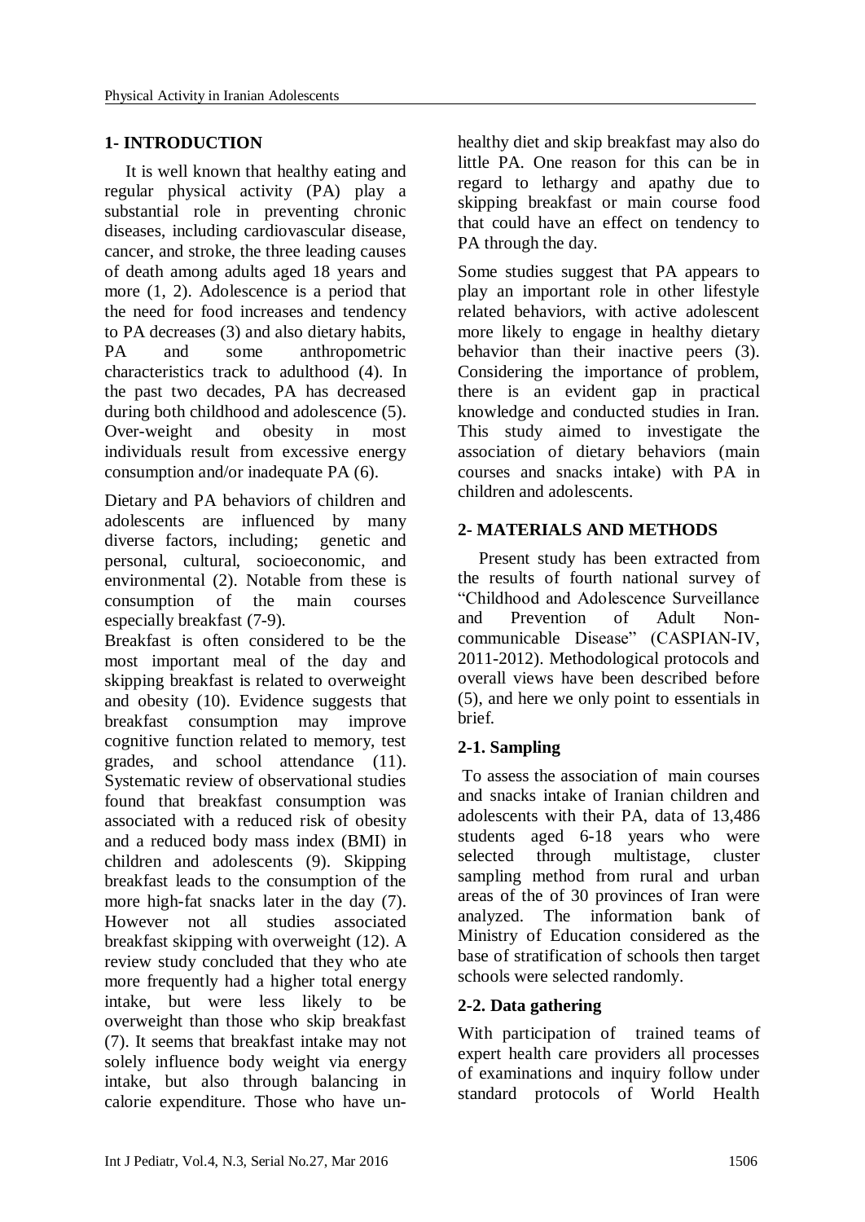## 1- INTRODUCTION

It is well known that healthy eating and regular physical activity (PA) play a substantial role in preventing chronic diseases, including cardiovascular disease, cancer, and stroke, the three leading causes of death among adults aged 18 years and more (1, 2). Adolescence is a period that the need for food increases and tendency to PA decreases (3) and also dietary habits, PA and some anthropometric characteristics track to adulthood (4). In the past two decades, PA has decreased during both childhood and adolescence (5). Over-weight and obesity in most individuals result from excessive energy consumption and/or inadequate PA (6).

Dietary and PA behaviors of children and adolescents are influenced by many diverse factors, including; genetic and personal, cultural, socioeconomic, and environmental (2). Notable from these is consumption of the main courses especially breakfast (7-9).

Breakfast is often considered to be the most important meal of the day and skipping breakfast is related to overweight and obesity (10). Evidence suggests that breakfast consumption may improve cognitive function related to memory, test grades, and school attendance (11). Systematic review of observational studies found that breakfast consumption was associated with a reduced risk of obesity and a reduced body mass index (BMI) in children and adolescents (9). Skipping breakfast leads to the consumption of the more high-fat snacks later in the day (7). However not all studies associated breakfast skipping with overweight (12). A review study concluded that they who ate more frequently had a higher total energy intake, but were less likely to be overweight than those who skip breakfast (7). It seems that breakfast intake may not solely influence body weight via energy intake, but also through balancing in calorie expenditure. Those who have un-healthy diet and skip breakfast may also do little PA. One reason for this can be in regard to lethargy and apathy due to skipping breakfast or main course food that could have an effect on tendency to PA through the day.

Some studies suggest that PA appears to play an important role in other lifestyle related behaviors, with active adolescent more likely to engage in healthy dietary behavior than their inactive peers (3). Considering the importance of problem, there is an evident gap in practical knowledge and conducted studies in Iran. This study aimed to investigate the association of dietary behaviors (main courses and snacks intake) with PA in children and adolescents.

## 2- MATERIALS AND METHODS

Present study has been extracted from the results of fourth national survey of "Childhood and Adolescence Surveillance and Prevention of Adult Non-communicable Disease" (CASPIAN-IV, 2011-2012). Methodological protocols and overall views have been described before (5), and here we only point to essentials in brief.

### 2-1. Sampling

To assess the association of main courses and snacks intake of Iranian children and adolescents with their PA, data of 13,486 students aged 6-18 years who were selected through multistage, cluster sampling method from rural and urban areas of the of 30 provinces of Iran were analyzed. The information bank of Ministry of Education considered as the base of stratification of schools then target schools were selected randomly.

### 2-2. Data gathering

With participation of trained teams of expert health care providers all processes of examinations and inquiry follow under standard protocols of World Health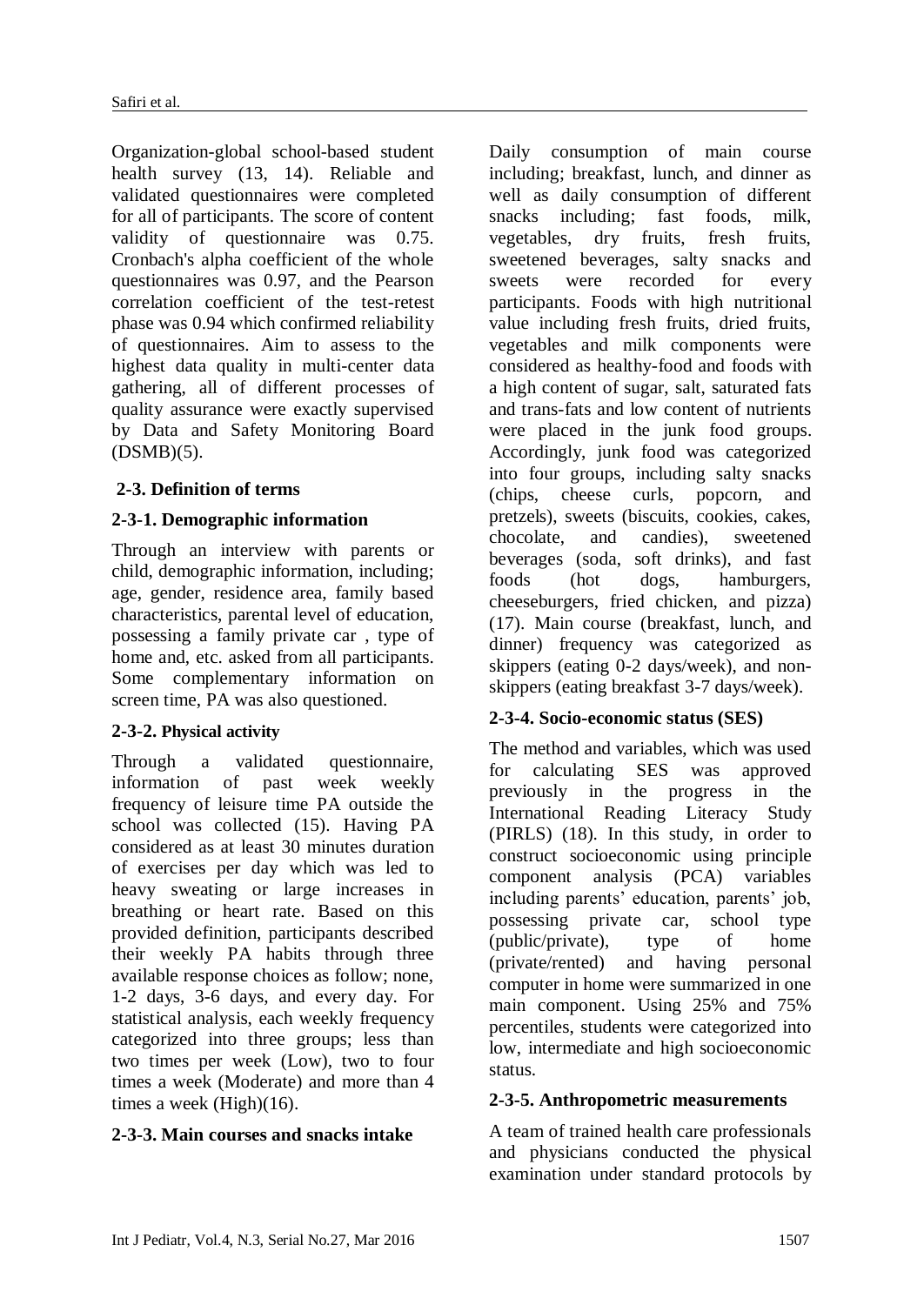Organization-global school-based student health survey (13, 14). Reliable and validated questionnaires were completed for all of participants. The score of content validity of questionnaire was 0.75. Cronbach's alpha coefficient of the whole questionnaires was 0.97, and the Pearson correlation coefficient of the test-retest phase was 0.94 which confirmed reliability of questionnaires. Aim to assess to the highest data quality in multi-center data gathering, all of different processes of quality assurance were exactly supervised by Data and Safety Monitoring Board (DSMB)(5).

### 2-3. Definition of terms

#### 2-3-1. Demographic information

Through an interview with parents or child, demographic information, including; age, gender, residence area, family based characteristics, parental level of education, possessing a family private car , type of home and, etc. asked from all participants. Some complementary information on screen time, PA was also questioned.

#### 2-3-2. Physical activity

Through a validated questionnaire, information of past week weekly frequency of leisure time PA outside the school was collected (15). Having PA considered as at least 30 minutes duration of exercises per day which was led to heavy sweating or large increases in breathing or heart rate. Based on this provided definition, participants described their weekly PA habits through three available response choices as follow; none, 1-2 days, 3-6 days, and every day. For statistical analysis, each weekly frequency categorized into three groups; less than two times per week (Low), two to four times a week (Moderate) and more than 4 times a week (High)(16).

#### 2-3-3. Main courses and snacks intake

Daily consumption of main course including; breakfast, lunch, and dinner as well as daily consumption of different snacks including; fast foods, milk, vegetables, dry fruits, fresh fruits, sweetened beverages, salty snacks and sweets were recorded for every participants. Foods with high nutritional value including fresh fruits, dried fruits, vegetables and milk components were considered as healthy-food and foods with a high content of sugar, salt, saturated fats and trans-fats and low content of nutrients were placed in the junk food groups. Accordingly, junk food was categorized into four groups, including salty snacks (chips, cheese curls, popcorn, and pretzels), sweets (biscuits, cookies, cakes, chocolate, and candies), sweetened beverages (soda, soft drinks), and fast foods (hot dogs, hamburgers, cheeseburgers, fried chicken, and pizza) (17). Main course (breakfast, lunch, and dinner) frequency was categorized as skippers (eating 0-2 days/week), and non-skippers (eating breakfast 3-7 days/week).

#### 2-3-4. Socio-economic status (SES)

The method and variables, which was used for calculating SES was approved previously in the progress in the International Reading Literacy Study (PIRLS) (18). In this study, in order to construct socioeconomic using principle component analysis (PCA) variables including parents' education, parents' job, possessing private car, school type (public/private), type of home (private/rented) and having personal computer in home were summarized in one main component. Using 25% and 75% percentiles, students were categorized into low, intermediate and high socioeconomic status.

#### 2-3-5. Anthropometric measurements

A team of trained health care professionals and physicians conducted the physical examination under standard protocols by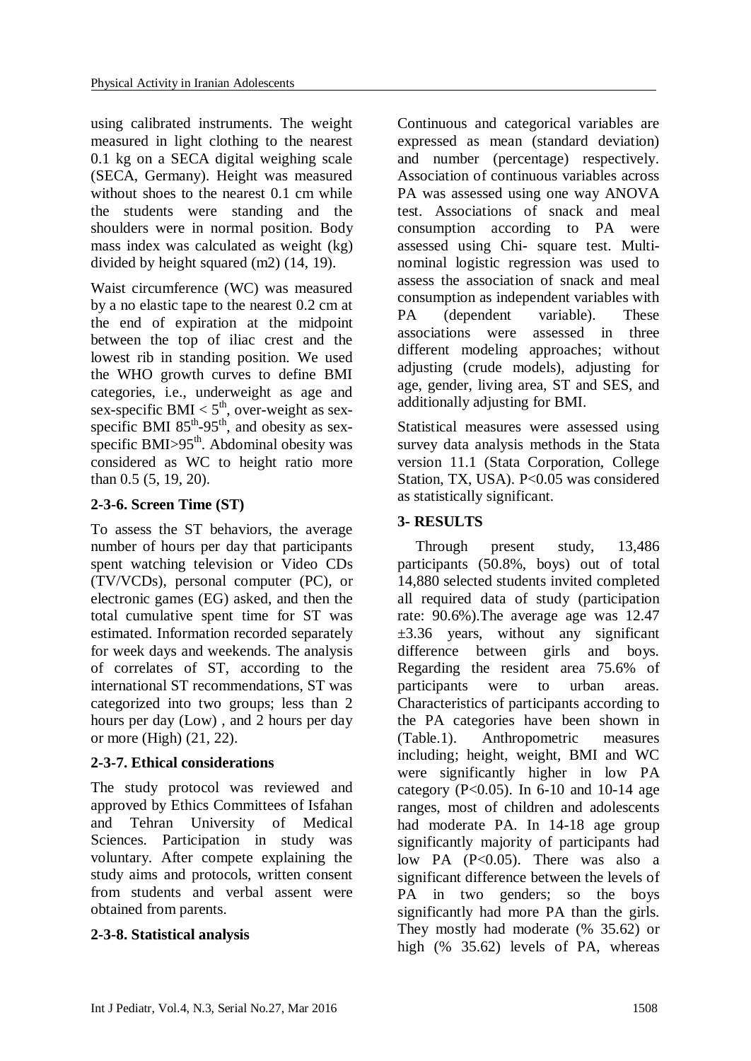using calibrated instruments. The weight measured in light clothing to the nearest 0.1 kg on a SECA digital weighing scale (SECA, Germany). Height was measured without shoes to the nearest 0.1 cm while the students were standing and the shoulders were in normal position. Body mass index was calculated as weight (kg) divided by height squared (m2) (14, 19).

Waist circumference (WC) was measured by a no elastic tape to the nearest 0.2 cm at the end of expiration at the midpoint between the top of iliac crest and the lowest rib in standing position. We used the WHO growth curves to define BMI categories, i.e., underweight as age and sex-specific BMI < $5^{th}$, over-weight as sex-specific BMI $85^{th}$-$95^{th}$, and obesity as sex-specific BMI>$95^{th}$. Abdominal obesity was considered as WC to height ratio more than 0.5 (5, 19, 20).

### 2-3-6. Screen Time (ST)

To assess the ST behaviors, the average number of hours per day that participants spent watching television or Video CDs (TV/VCDs), personal computer (PC), or electronic games (EG) asked, and then the total cumulative spent time for ST was estimated. Information recorded separately for week days and weekends. The analysis of correlates of ST, according to the international ST recommendations, ST was categorized into two groups; less than 2 hours per day (Low) , and 2 hours per day or more (High) (21, 22).

### 2-3-7. Ethical considerations

The study protocol was reviewed and approved by Ethics Committees of Isfahan and Tehran University of Medical Sciences. Participation in study was voluntary. After compete explaining the study aims and protocols, written consent from students and verbal assent were obtained from parents.

### 2-3-8. Statistical analysis

Continuous and categorical variables are expressed as mean (standard deviation) and number (percentage) respectively. Association of continuous variables across PA was assessed using one way ANOVA test. Associations of snack and meal consumption according to PA were assessed using Chi- square test. Multi-nominal logistic regression was used to assess the association of snack and meal consumption as independent variables with PA (dependent variable). These associations were assessed in three different modeling approaches; without adjusting (crude models), adjusting for age, gender, living area, ST and SES, and additionally adjusting for BMI.

Statistical measures were assessed using survey data analysis methods in the Stata version 11.1 (Stata Corporation, College Station, TX, USA). P<0.05 was considered as statistically significant.

## 3- RESULTS

Through present study, 13,486 participants (50.8%, boys) out of total 14,880 selected students invited completed all required data of study (participation rate: 90.6%).The average age was 12.47 ±3.36 years, without any significant difference between girls and boys. Regarding the resident area 75.6% of participants were to urban areas. Characteristics of participants according to the PA categories have been shown in (Table.1). Anthropometric measures including; height, weight, BMI and WC were significantly higher in low PA category (P<0.05). In 6-10 and 10-14 age ranges, most of children and adolescents had moderate PA. In 14-18 age group significantly majority of participants had low PA (P<0.05). There was also a significant difference between the levels of PA in two genders; so the boys significantly had more PA than the girls. They mostly had moderate (% 35.62) or high (% 35.62) levels of PA, whereas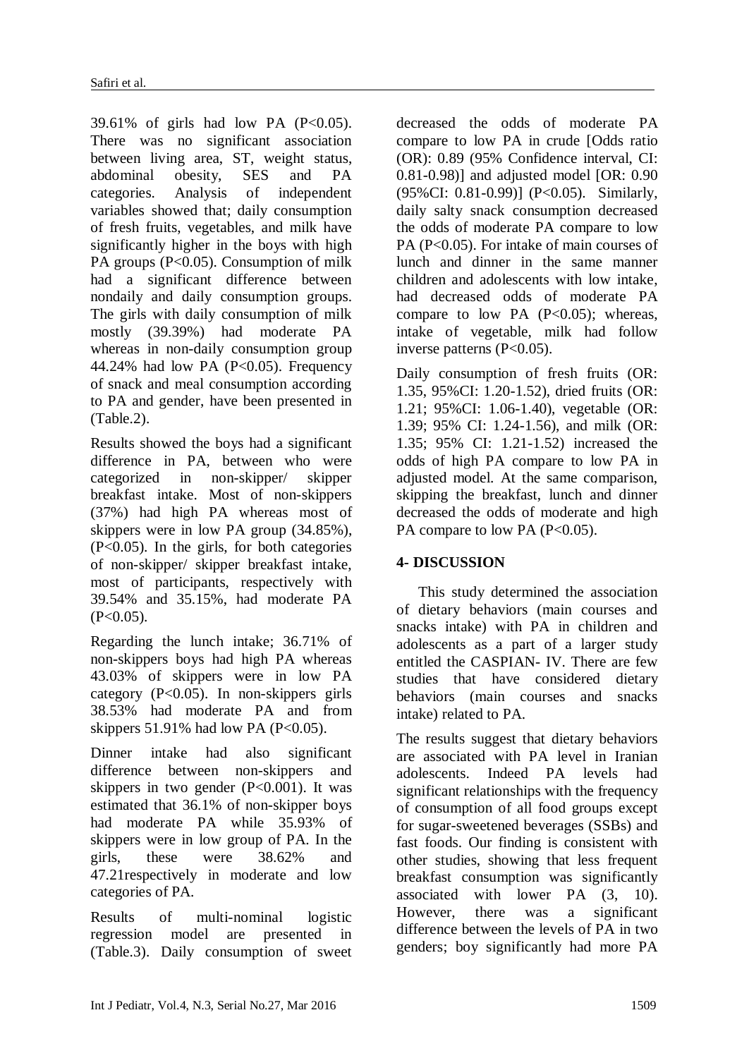39.61% of girls had low PA ($P<0.05$). There was no significant association between living area, ST, weight status, abdominal obesity, SES and PA categories. Analysis of independent variables showed that; daily consumption of fresh fruits, vegetables, and milk have significantly higher in the boys with high PA groups ($P<0.05$). Consumption of milk had a significant difference between nondaily and daily consumption groups. The girls with daily consumption of milk mostly (39.39%) had moderate PA whereas in non-daily consumption group 44.24% had low PA ($P<0.05$). Frequency of snack and meal consumption according to PA and gender, have been presented in (Table.2).

Results showed the boys had a significant difference in PA, between who were categorized in non-skipper/ skipper breakfast intake. Most of non-skippers (37%) had high PA whereas most of skippers were in low PA group (34.85%), ($P<0.05$). In the girls, for both categories of non-skipper/ skipper breakfast intake, most of participants, respectively with 39.54% and 35.15%, had moderate PA ($P<0.05$).

Regarding the lunch intake; 36.71% of non-skippers boys had high PA whereas 43.03% of skippers were in low PA category ($P<0.05$). In non-skippers girls 38.53% had moderate PA and from skippers 51.91% had low PA ($P<0.05$).

Dinner intake had also significant difference between non-skippers and skippers in two gender ($P<0.001$). It was estimated that 36.1% of non-skipper boys had moderate PA while 35.93% of skippers were in low group of PA. In the girls, these were 38.62% and 47.21respectively in moderate and low categories of PA.

Results of multi-nominal logistic regression model are presented in (Table.3). Daily consumption of sweet decreased the odds of moderate PA compare to low PA in crude [Odds ratio (OR): 0.89 (95% Confidence interval, CI: 0.81-0.98)] and adjusted model [OR: 0.90 (95%CI: 0.81-0.99)] ($P<0.05$). Similarly, daily salty snack consumption decreased the odds of moderate PA compare to low PA ($P<0.05$). For intake of main courses of lunch and dinner in the same manner children and adolescents with low intake, had decreased odds of moderate PA compare to low PA ($P<0.05$); whereas, intake of vegetable, milk had follow inverse patterns ($P<0.05$).

Daily consumption of fresh fruits (OR: 1.35, 95%CI: 1.20-1.52), dried fruits (OR: 1.21; 95%CI: 1.06-1.40), vegetable (OR: 1.39; 95% CI: 1.24-1.56), and milk (OR: 1.35; 95% CI: 1.21-1.52) increased the odds of high PA compare to low PA in adjusted model. At the same comparison, skipping the breakfast, lunch and dinner decreased the odds of moderate and high PA compare to low PA ($P<0.05$).

## 4- DISCUSSION

This study determined the association of dietary behaviors (main courses and snacks intake) with PA in children and adolescents as a part of a larger study entitled the CASPIAN- IV. There are few studies that have considered dietary behaviors (main courses and snacks intake) related to PA.

The results suggest that dietary behaviors are associated with PA level in Iranian adolescents. Indeed PA levels had significant relationships with the frequency of consumption of all food groups except for sugar-sweetened beverages (SSBs) and fast foods. Our finding is consistent with other studies, showing that less frequent breakfast consumption was significantly associated with lower PA (3, 10). However, there was a significant difference between the levels of PA in two genders; boy significantly had more PA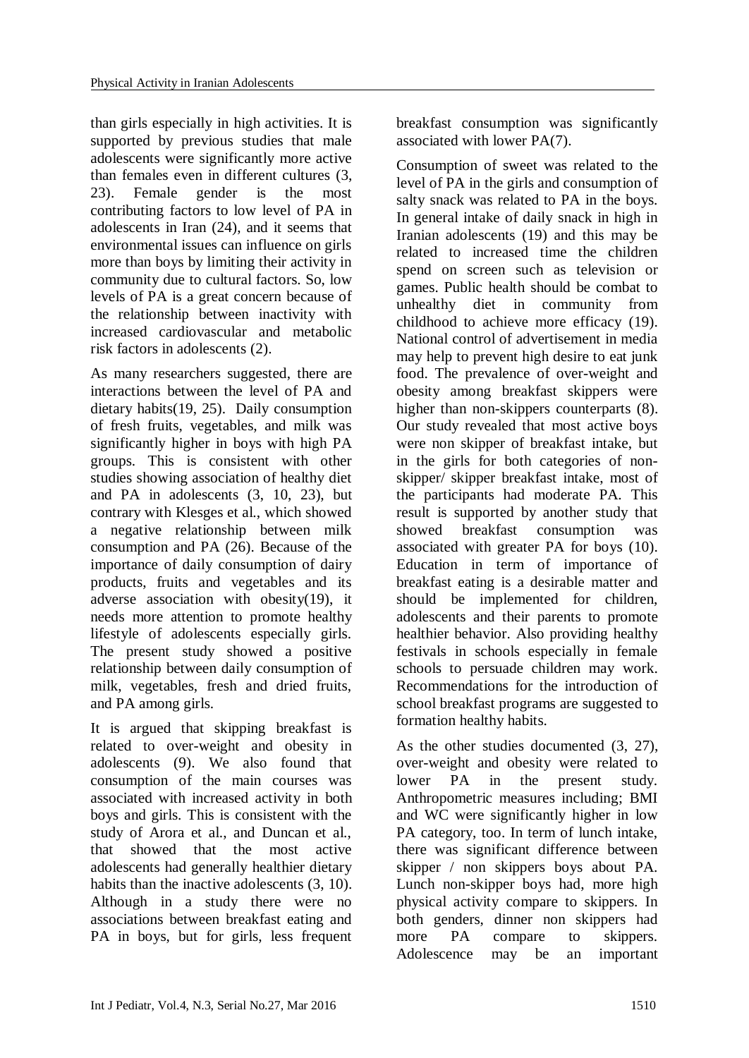than girls especially in high activities. It is supported by previous studies that male adolescents were significantly more active than females even in different cultures (3, 23). Female gender is the most contributing factors to low level of PA in adolescents in Iran (24), and it seems that environmental issues can influence on girls more than boys by limiting their activity in community due to cultural factors. So, low levels of PA is a great concern because of the relationship between inactivity with increased cardiovascular and metabolic risk factors in adolescents (2).

As many researchers suggested, there are interactions between the level of PA and dietary habits(19, 25). Daily consumption of fresh fruits, vegetables, and milk was significantly higher in boys with high PA groups. This is consistent with other studies showing association of healthy diet and PA in adolescents (3, 10, 23), but contrary with Klesges et al., which showed a negative relationship between milk consumption and PA (26). Because of the importance of daily consumption of dairy products, fruits and vegetables and its adverse association with obesity(19), it needs more attention to promote healthy lifestyle of adolescents especially girls. The present study showed a positive relationship between daily consumption of milk, vegetables, fresh and dried fruits, and PA among girls.

It is argued that skipping breakfast is related to over-weight and obesity in adolescents (9). We also found that consumption of the main courses was associated with increased activity in both boys and girls. This is consistent with the study of Arora et al., and Duncan et al., that showed that the most active adolescents had generally healthier dietary habits than the inactive adolescents (3, 10). Although in a study there were no associations between breakfast eating and PA in boys, but for girls, less frequent breakfast consumption was significantly associated with lower PA(7).

Consumption of sweet was related to the level of PA in the girls and consumption of salty snack was related to PA in the boys. In general intake of daily snack in high in Iranian adolescents (19) and this may be related to increased time the children spend on screen such as television or games. Public health should be combat to unhealthy diet in community from childhood to achieve more efficacy (19). National control of advertisement in media may help to prevent high desire to eat junk food. The prevalence of over-weight and obesity among breakfast skippers were higher than non-skippers counterparts (8). Our study revealed that most active boys were non skipper of breakfast intake, but in the girls for both categories of non-skipper/ skipper breakfast intake, most of the participants had moderate PA. This result is supported by another study that showed breakfast consumption was associated with greater PA for boys (10). Education in term of importance of breakfast eating is a desirable matter and should be implemented for children, adolescents and their parents to promote healthier behavior. Also providing healthy festivals in schools especially in female schools to persuade children may work. Recommendations for the introduction of school breakfast programs are suggested to formation healthy habits.

As the other studies documented (3, 27), over-weight and obesity were related to lower PA in the present study. Anthropometric measures including; BMI and WC were significantly higher in low PA category, too. In term of lunch intake, there was significant difference between skipper / non skippers boys about PA. Lunch non-skipper boys had, more high physical activity compare to skippers. In both genders, dinner non skippers had more PA compare to skippers. Adolescence may be an important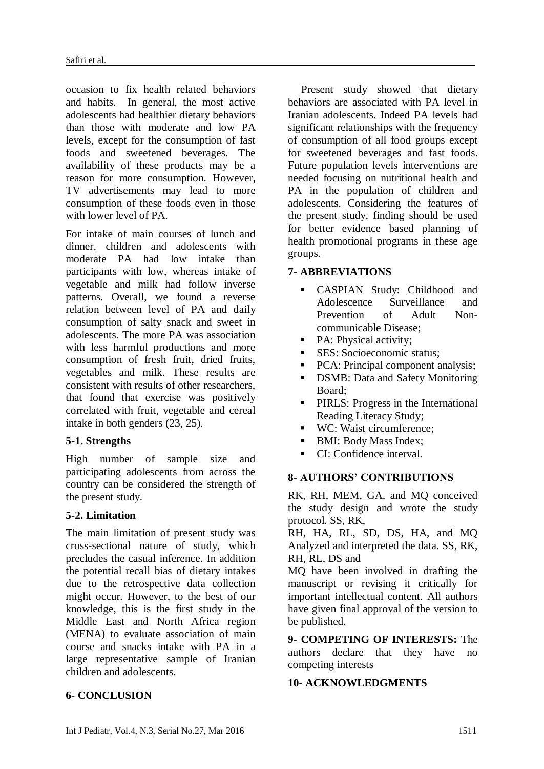occasion to fix health related behaviors and habits. In general, the most active adolescents had healthier dietary behaviors than those with moderate and low PA levels, except for the consumption of fast foods and sweetened beverages. The availability of these products may be a reason for more consumption. However, TV advertisements may lead to more consumption of these foods even in those with lower level of PA.

For intake of main courses of lunch and dinner, children and adolescents with moderate PA had low intake than participants with low, whereas intake of vegetable and milk had follow inverse patterns. Overall, we found a reverse relation between level of PA and daily consumption of salty snack and sweet in adolescents. The more PA was association with less harmful productions and more consumption of fresh fruit, dried fruits, vegetables and milk. These results are consistent with results of other researchers, that found that exercise was positively correlated with fruit, vegetable and cereal intake in both genders (23, 25).

### 5-1. Strengths

High number of sample size and participating adolescents from across the country can be considered the strength of the present study.

### 5-2. Limitation

The main limitation of present study was cross-sectional nature of study, which precludes the casual inference. In addition the potential recall bias of dietary intakes due to the retrospective data collection might occur. However, to the best of our knowledge, this is the first study in the Middle East and North Africa region (MENA) to evaluate association of main course and snacks intake with PA in a large representative sample of Iranian children and adolescents.

## 6- CONCLUSION

Present study showed that dietary behaviors are associated with PA level in Iranian adolescents. Indeed PA levels had significant relationships with the frequency of consumption of all food groups except for sweetened beverages and fast foods. Future population levels interventions are needed focusing on nutritional health and PA in the population of children and adolescents. Considering the features of the present study, finding should be used for better evidence based planning of health promotional programs in these age groups.

## 7- ABBREVIATIONS

- CASPIAN Study: Childhood and Adolescence Surveillance and Prevention of Adult Non-communicable Disease;
- PA: Physical activity;
- SES: Socioeconomic status;
- PCA: Principal component analysis;
- DSMB: Data and Safety Monitoring Board;
- PIRLS: Progress in the International Reading Literacy Study;
- WC: Waist circumference;
- BMI: Body Mass Index;
- CI: Confidence interval.

## 8- AUTHORS' CONTRIBUTIONS

RK, RH, MEM, GA, and MQ conceived the study design and wrote the study protocol. SS, RK, RH, HA, RL, SD, DS, HA, and MQ Analyzed and interpreted the data. SS, RK, RH, RL, DS and MQ have been involved in drafting the manuscript or revising it critically for important intellectual content. All authors have given final approval of the version to be published.

**9- COMPETING OF INTERESTS:** The authors declare that they have no competing interests

## 10- ACKNOWLEDGMENTS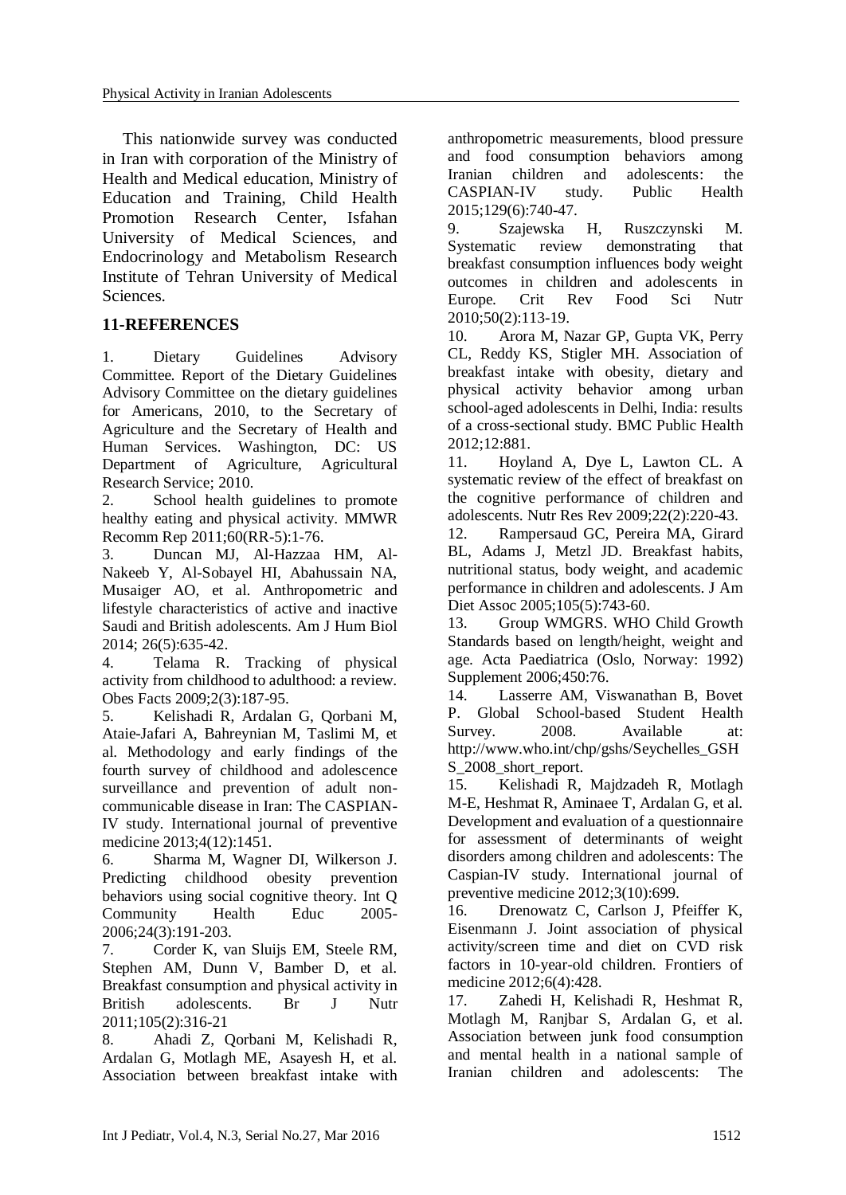This nationwide survey was conducted in Iran with corporation of the Ministry of Health and Medical education, Ministry of Education and Training, Child Health Promotion Research Center, Isfahan University of Medical Sciences, and Endocrinology and Metabolism Research Institute of Tehran University of Medical Sciences.

## 11-REFERENCES

1. Dietary Guidelines Advisory Committee. Report of the Dietary Guidelines Advisory Committee on the dietary guidelines for Americans, 2010, to the Secretary of Agriculture and the Secretary of Health and Human Services. Washington, DC: US Department of Agriculture, Agricultural Research Service; 2010.
2. School health guidelines to promote healthy eating and physical activity. MMWR Recomm Rep 2011;60(RR-5):1-76.
3. Duncan MJ, Al-Hazzaa HM, Al-Nakeeb Y, Al-Sobayel HI, Abahussain NA, Musaiger AO, et al. Anthropometric and lifestyle characteristics of active and inactive Saudi and British adolescents. Am J Hum Biol 2014; 26(5):635-42.
4. Telama R. Tracking of physical activity from childhood to adulthood: a review. Obes Facts 2009;2(3):187-95.
5. Kelishadi R, Ardalan G, Qorbani M, Ataie-Jafari A, Bahreynian M, Taslimi M, et al. Methodology and early findings of the fourth survey of childhood and adolescence surveillance and prevention of adult non-communicable disease in Iran: The CASPIAN-IV study. International journal of preventive medicine 2013;4(12):1451.
6. Sharma M, Wagner DI, Wilkerson J. Predicting childhood obesity prevention behaviors using social cognitive theory. Int Q Community Health Educ 2005-2006;24(3):191-203.
7. Corder K, van Sluijs EM, Steele RM, Stephen AM, Dunn V, Bamber D, et al. Breakfast consumption and physical activity in British adolescents. Br J Nutr 2011;105(2):316-21
8. Ahadi Z, Qorbani M, Kelishadi R, Ardalan G, Motlagh ME, Asayesh H, et al. Association between breakfast intake with anthropometric measurements, blood pressure and food consumption behaviors among Iranian children and adolescents: the CASPIAN-IV study. Public Health 2015;129(6):740-47.
9. Szajewska H, Ruszczynski M. Systematic review demonstrating that breakfast consumption influences body weight outcomes in children and adolescents in Europe. Crit Rev Food Sci Nutr 2010;50(2):113-19.
10. Arora M, Nazar GP, Gupta VK, Perry CL, Reddy KS, Stigler MH. Association of breakfast intake with obesity, dietary and physical activity behavior among urban school-aged adolescents in Delhi, India: results of a cross-sectional study. BMC Public Health 2012;12:881.
11. Hoyland A, Dye L, Lawton CL. A systematic review of the effect of breakfast on the cognitive performance of children and adolescents. Nutr Res Rev 2009;22(2):220-43.
12. Rampersaud GC, Pereira MA, Girard BL, Adams J, Metzl JD. Breakfast habits, nutritional status, body weight, and academic performance in children and adolescents. J Am Diet Assoc 2005;105(5):743-60.
13. Group WMGRS. WHO Child Growth Standards based on length/height, weight and age. Acta Paediatrica (Oslo, Norway: 1992) Supplement 2006;450:76.
14. Lasserre AM, Viswanathan B, Bovet P. Global School-based Student Health Survey. 2008. Available at: http://www.who.int/chp/gshs/Seychelles_GSHS_2008_short_report.
15. Kelishadi R, Majdzadeh R, Motlagh M-E, Heshmat R, Aminaee T, Ardalan G, et al. Development and evaluation of a questionnaire for assessment of determinants of weight disorders among children and adolescents: The Caspian-IV study. International journal of preventive medicine 2012;3(10):699.
16. Drenowatz C, Carlson J, Pfeiffer K, Eisenmann J. Joint association of physical activity/screen time and diet on CVD risk factors in 10-year-old children. Frontiers of medicine 2012;6(4):428.
17. Zahedi H, Kelishadi R, Heshmat R, Motlagh M, Ranjbar S, Ardalan G, et al. Association between junk food consumption and mental health in a national sample of Iranian children and adolescents: The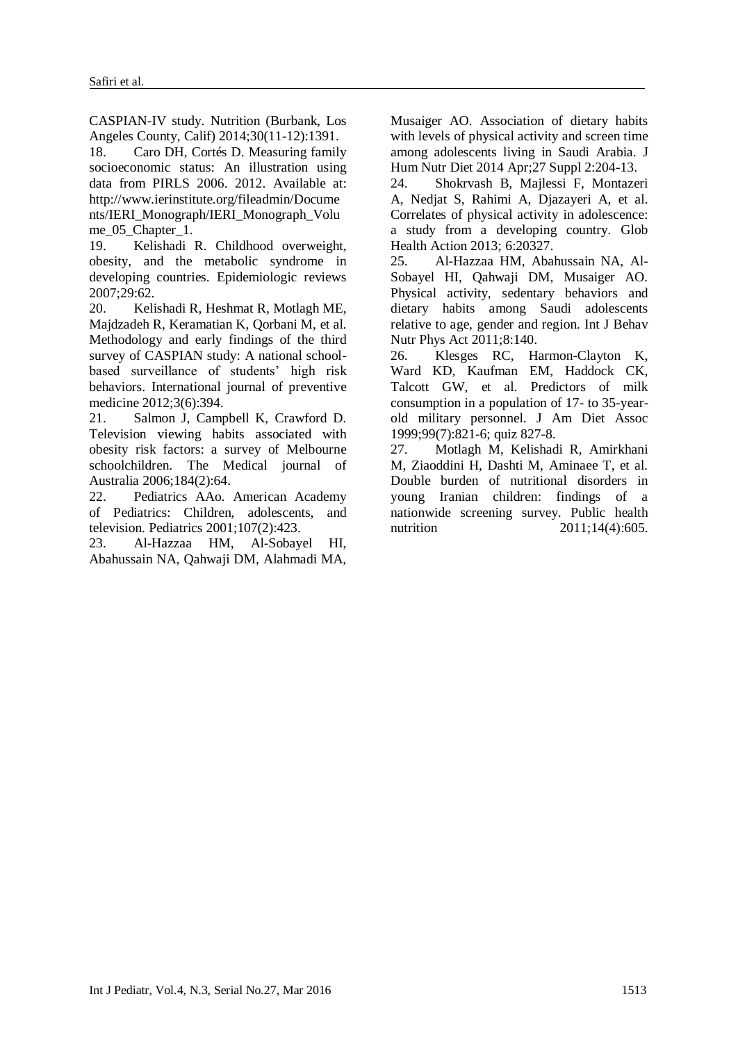CASPIAN-IV study. Nutrition (Burbank, Los Angeles County, Calif) 2014;30(11-12):1391.

18. Caro DH, Cortés D. Measuring family socioeconomic status: An illustration using data from PIRLS 2006. 2012. Available at: http://www.ierinstitute.org/fileadmin/Documents/IERI_Monograph/IERI_Monograph_Volume_05_Chapter_1.

19. Kelishadi R. Childhood overweight, obesity, and the metabolic syndrome in developing countries. Epidemiologic reviews 2007;29:62.

20. Kelishadi R, Heshmat R, Motlagh ME, Majdzadeh R, Keramatian K, Qorbani M, et al. Methodology and early findings of the third survey of CASPIAN study: A national school-based surveillance of students' high risk behaviors. International journal of preventive medicine 2012;3(6):394.

21. Salmon J, Campbell K, Crawford D. Television viewing habits associated with obesity risk factors: a survey of Melbourne schoolchildren. The Medical journal of Australia 2006;184(2):64.

22. Pediatrics AAo. American Academy of Pediatrics: Children, adolescents, and television. Pediatrics 2001;107(2):423.

23. Al-Hazzaa HM, Al-Sobayel HI, Abahussain NA, Qahwaji DM, Alahmadi MA, Musaiger AO. Association of dietary habits with levels of physical activity and screen time among adolescents living in Saudi Arabia. J Hum Nutr Diet 2014 Apr;27 Suppl 2:204-13.

24. Shokrvash B, Majlessi F, Montazeri A, Nedjat S, Rahimi A, Djazayeri A, et al. Correlates of physical activity in adolescence: a study from a developing country. Glob Health Action 2013; 6:20327.

25. Al-Hazzaa HM, Abahussain NA, Al-Sobayel HI, Qahwaji DM, Musaiger AO. Physical activity, sedentary behaviors and dietary habits among Saudi adolescents relative to age, gender and region. Int J Behav Nutr Phys Act 2011;8:140.

26. Klesges RC, Harmon-Clayton K, Ward KD, Kaufman EM, Haddock CK, Talcott GW, et al. Predictors of milk consumption in a population of 17- to 35-year-old military personnel. J Am Diet Assoc 1999;99(7):821-6; quiz 827-8.

27. Motlagh M, Kelishadi R, Amirkhani M, Ziaoddini H, Dashti M, Aminaee T, et al. Double burden of nutritional disorders in young Iranian children: findings of a nationwide screening survey. Public health nutrition 2011;14(4):605.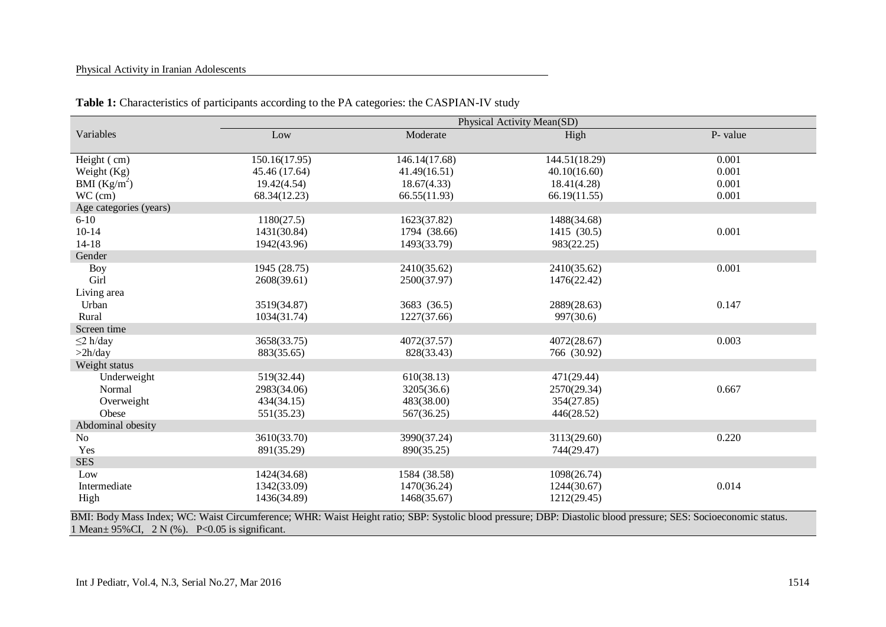**Table 1:** Characteristics of participants according to the PA categories: the CASPIAN-IV study

| Variables | Physical Activity Mean(SD) | | | |
|---|---|---|---|---|
| | Low | Moderate | High | P- value |
| Height ( cm) | 150.16(17.95) | 146.14(17.68) | 144.51(18.29) | 0.001 |
| Weight (Kg) | 45.46 (17.64) | 41.49(16.51) | 40.10(16.60) | 0.001 |
| BMI ($Kg/m^2$) | 19.42(4.54) | 18.67(4.33) | 18.41(4.28) | 0.001 |
| WC (cm) | 68.34(12.23) | 66.55(11.93) | 66.19(11.55) | 0.001 |
| Age categories (years) | | | | |
| 6-10 | 1180(27.5) | 1623(37.82) | 1488(34.68) | |
| 10-14 | 1431(30.84) | 1794 (38.66) | 1415 (30.5) | 0.001 |
| 14-18 | 1942(43.96) | 1493(33.79) | 983(22.25) | |
| Gender | | | | |
| Boy | 1945 (28.75) | 2410(35.62) | 2410(35.62) | 0.001 |
| Girl | 2608(39.61) | 2500(37.97) | 1476(22.42) | |
| Living area | | | | |
| Urban | 3519(34.87) | 3683 (36.5) | 2889(28.63) | 0.147 |
| Rural | 1034(31.74) | 1227(37.66) | 997(30.6) | |
| Screen time | | | | |
| ≤2 h/day | 3658(33.75) | 4072(37.57) | 4072(28.67) | 0.003 |
| >2h/day | 883(35.65) | 828(33.43) | 766 (30.92) | |
| Weight status | | | | |
| Underweight | 519(32.44) | 610(38.13) | 471(29.44) | |
| Normal | 2983(34.06) | 3205(36.6) | 2570(29.34) | 0.667 |
| Overweight | 434(34.15) | 483(38.00) | 354(27.85) | |
| Obese | 551(35.23) | 567(36.25) | 446(28.52) | |
| Abdominal obesity | | | | |
| No | 3610(33.70) | 3990(37.24) | 3113(29.60) | 0.220 |
| Yes | 891(35.29) | 890(35.25) | 744(29.47) | |
| SES | | | | |
| Low | 1424(34.68) | 1584 (38.58) | 1098(26.74) | |
| Intermediate | 1342(33.09) | 1470(36.24) | 1244(30.67) | 0.014 |
| High | 1436(34.89) | 1468(35.67) | 1212(29.45) | |

BMI: Body Mass Index; WC: Waist Circumference; WHR: Waist Height ratio; SBP: Systolic blood pressure; DBP: Diastolic blood pressure; SES: Socioeconomic status.
1 Mean± 95%CI, 2 N (%). P<0.05 is significant.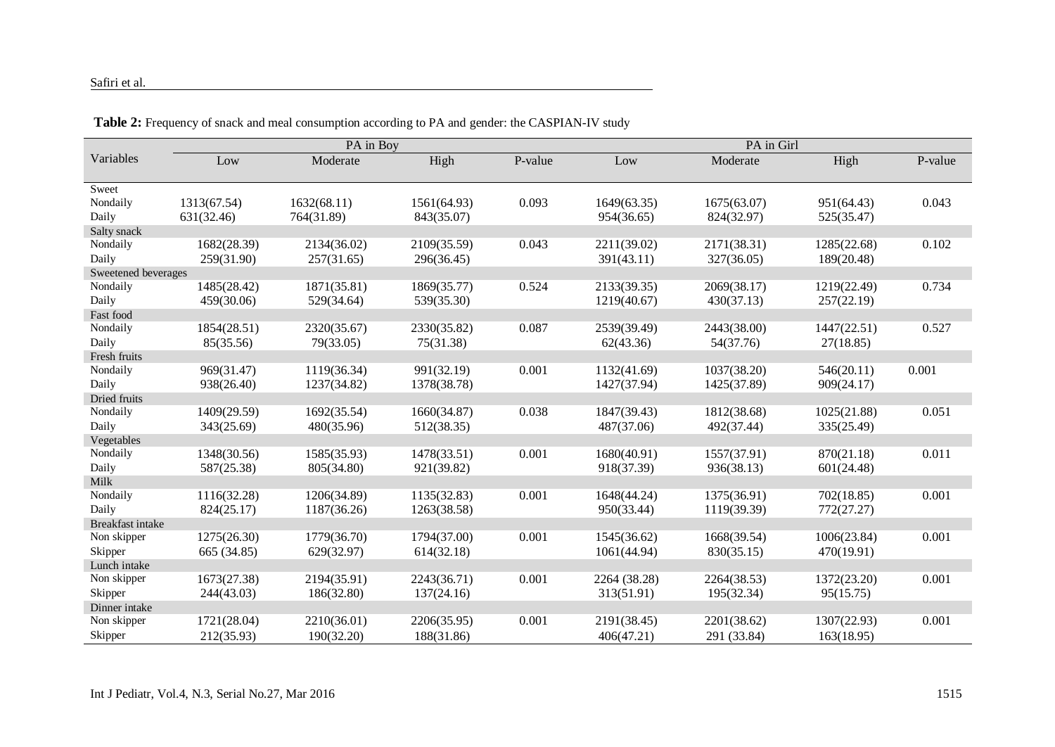**Table 2:** Frequency of snack and meal consumption according to PA and gender: the CASPIAN-IV study

| Variables | PA in Boy | | | | PA in Girl | | | |
|---|---|---|---|---|---|---|---|---|
| | Low | Moderate | High | P-value | Low | Moderate | High | P-value |
| Sweet | | | | | | | | |
| Nondaily | 1313(67.54) | 1632(68.11) | 1561(64.93) | 0.093 | 1649(63.35) | 1675(63.07) | 951(64.43) | 0.043 |
| Daily | 631(32.46) | 764(31.89) | 843(35.07) | | 954(36.65) | 824(32.97) | 525(35.47) | |
| Salty snack | | | | | | | | |
| Nondaily | 1682(28.39) | 2134(36.02) | 2109(35.59) | 0.043 | 2211(39.02) | 2171(38.31) | 1285(22.68) | 0.102 |
| Daily | 259(31.90) | 257(31.65) | 296(36.45) | | 391(43.11) | 327(36.05) | 189(20.48) | |
| Sweetened beverages | | | | | | | | |
| Nondaily | 1485(28.42) | 1871(35.81) | 1869(35.77) | 0.524 | 2133(39.35) | 2069(38.17) | 1219(22.49) | 0.734 |
| Daily | 459(30.06) | 529(34.64) | 539(35.30) | | 1219(40.67) | 430(37.13) | 257(22.19) | |
| Fast food | | | | | | | | |
| Nondaily | 1854(28.51) | 2320(35.67) | 2330(35.82) | 0.087 | 2539(39.49) | 2443(38.00) | 1447(22.51) | 0.527 |
| Daily | 85(35.56) | 79(33.05) | 75(31.38) | | 62(43.36) | 54(37.76) | 27(18.85) | |
| Fresh fruits | | | | | | | | |
| Nondaily | 969(31.47) | 1119(36.34) | 991(32.19) | 0.001 | 1132(41.69) | 1037(38.20) | 546(20.11) | 0.001 |
| Daily | 938(26.40) | 1237(34.82) | 1378(38.78) | | 1427(37.94) | 1425(37.89) | 909(24.17) | |
| Dried fruits | | | | | | | | |
| Nondaily | 1409(29.59) | 1692(35.54) | 1660(34.87) | 0.038 | 1847(39.43) | 1812(38.68) | 1025(21.88) | 0.051 |
| Daily | 343(25.69) | 480(35.96) | 512(38.35) | | 487(37.06) | 492(37.44) | 335(25.49) | |
| Vegetables | | | | | | | | |
| Nondaily | 1348(30.56) | 1585(35.93) | 1478(33.51) | 0.001 | 1680(40.91) | 1557(37.91) | 870(21.18) | 0.011 |
| Daily | 587(25.38) | 805(34.80) | 921(39.82) | | 918(37.39) | 936(38.13) | 601(24.48) | |
| Milk | | | | | | | | |
| Nondaily | 1116(32.28) | 1206(34.89) | 1135(32.83) | 0.001 | 1648(44.24) | 1375(36.91) | 702(18.85) | 0.001 |
| Daily | 824(25.17) | 1187(36.26) | 1263(38.58) | | 950(33.44) | 1119(39.39) | 772(27.27) | |
| Breakfast intake | | | | | | | | |
| Non skipper | 1275(26.30) | 1779(36.70) | 1794(37.00) | 0.001 | 1545(36.62) | 1668(39.54) | 1006(23.84) | 0.001 |
| Skipper | 665 (34.85) | 629(32.97) | 614(32.18) | | 1061(44.94) | 830(35.15) | 470(19.91) | |
| Lunch intake | | | | | | | | |
| Non skipper | 1673(27.38) | 2194(35.91) | 2243(36.71) | 0.001 | 2264 (38.28) | 2264(38.53) | 1372(23.20) | 0.001 |
| Skipper | 244(43.03) | 186(32.80) | 137(24.16) | | 313(51.91) | 195(32.34) | 95(15.75) | |
| Dinner intake | | | | | | | | |
| Non skipper | 1721(28.04) | 2210(36.01) | 2206(35.95) | 0.001 | 2191(38.45) | 2201(38.62) | 1307(22.93) | 0.001 |
| Skipper | 212(35.93) | 190(32.20) | 188(31.86) | | 406(47.21) | 291 (33.84) | 163(18.95) | |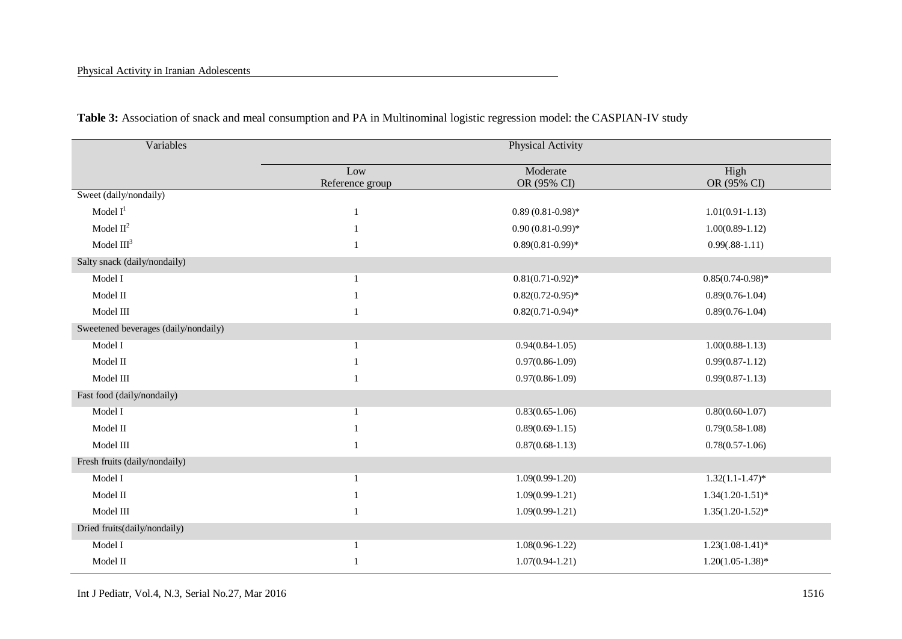**Table 3:** Association of snack and meal consumption and PA in Multinominal logistic regression model: the CASPIAN-IV study

| Variables | Physical Activity | | |
|---|---|---|---|
| | Low<br>Reference group | Moderate<br>OR (95% CI) | High<br>OR (95% CI) |
| Sweet (daily/nondaily) | | | |
| Model I[1] | 1 | 0.89 (0.81-0.98)* | 1.01(0.91-1.13) |
| Model II[2] | 1 | 0.90 (0.81-0.99)* | 1.00(0.89-1.12) |
| Model III[3] | 1 | 0.89(0.81-0.99)* | 0.99(.88-1.11) |
| Salty snack (daily/nondaily) | | | |
| Model I | 1 | 0.81(0.71-0.92)* | 0.85(0.74-0.98)* |
| Model II | 1 | 0.82(0.72-0.95)* | 0.89(0.76-1.04) |
| Model III | 1 | 0.82(0.71-0.94)* | 0.89(0.76-1.04) |
| Sweetened beverages (daily/nondaily) | | | |
| Model I | 1 | 0.94(0.84-1.05) | 1.00(0.88-1.13) |
| Model II | 1 | 0.97(0.86-1.09) | 0.99(0.87-1.12) |
| Model III | 1 | 0.97(0.86-1.09) | 0.99(0.87-1.13) |
| Fast food (daily/nondaily) | | | |
| Model I | 1 | 0.83(0.65-1.06) | 0.80(0.60-1.07) |
| Model II | 1 | 0.89(0.69-1.15) | 0.79(0.58-1.08) |
| Model III | 1 | 0.87(0.68-1.13) | 0.78(0.57-1.06) |
| Fresh fruits (daily/nondaily) | | | |
| Model I | 1 | 1.09(0.99-1.20) | 1.32(1.1-1.47)* |
| Model II | 1 | 1.09(0.99-1.21) | 1.34(1.20-1.51)* |
| Model III | 1 | 1.09(0.99-1.21) | 1.35(1.20-1.52)* |
| Dried fruits(daily/nondaily) | | | |
| Model I | 1 | 1.08(0.96-1.22) | 1.23(1.08-1.41)* |
| Model II | 1 | 1.07(0.94-1.21) | 1.20(1.05-1.38)* |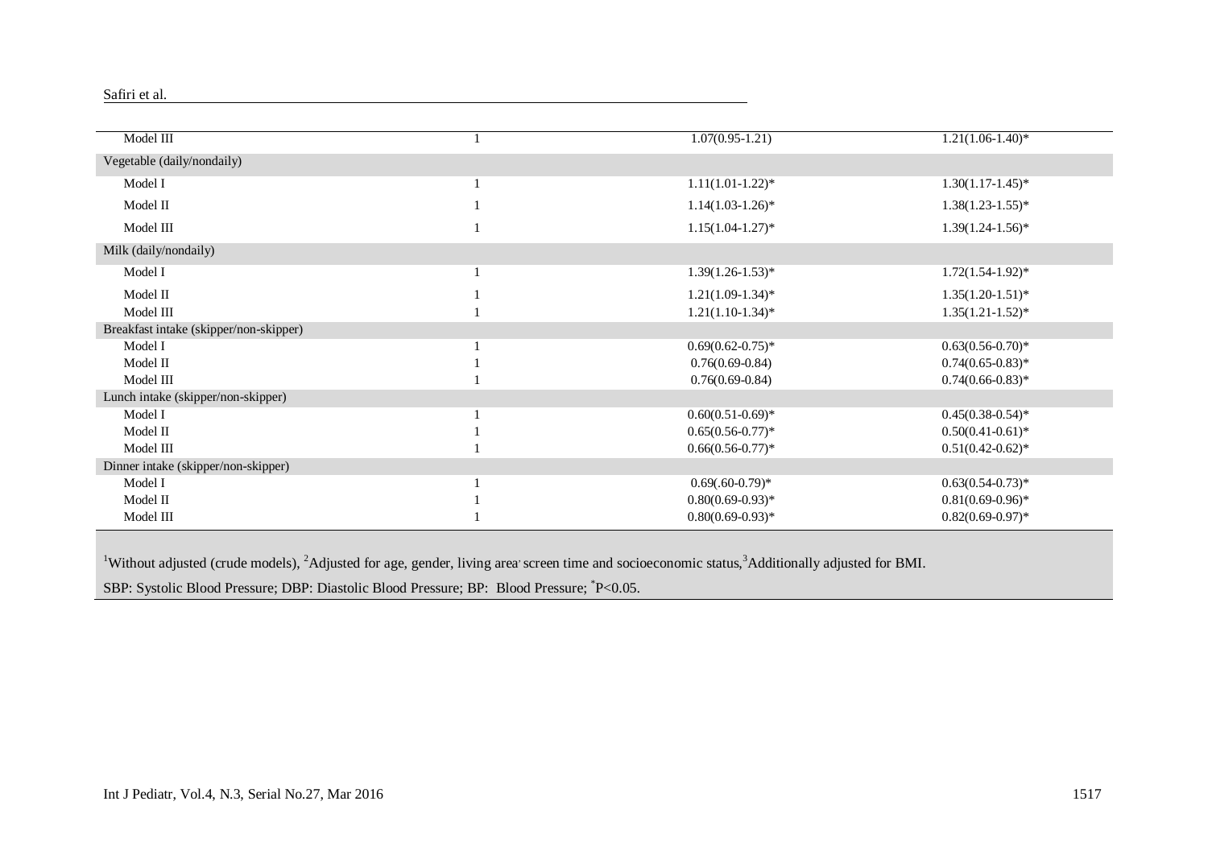| | | | |
|---|---|---|---|
| Model III | 1 | 1.07(0.95-1.21) | 1.21(1.06-1.40)* |
| Vegetable (daily/nondaily) | | | |
| Model I | 1 | 1.11(1.01-1.22)* | 1.30(1.17-1.45)* |
| Model II | 1 | 1.14(1.03-1.26)* | 1.38(1.23-1.55)* |
| Model III | 1 | 1.15(1.04-1.27)* | 1.39(1.24-1.56)* |
| Milk (daily/nondaily) | | | |
| Model I | 1 | 1.39(1.26-1.53)* | 1.72(1.54-1.92)* |
| Model II | 1 | 1.21(1.09-1.34)* | 1.35(1.20-1.51)* |
| Model III | 1 | 1.21(1.10-1.34)* | 1.35(1.21-1.52)* |
| Breakfast intake (skipper/non-skipper) | | | |
| Model I | 1 | 0.69(0.62-0.75)* | 0.63(0.56-0.70)* |
| Model II | 1 | 0.76(0.69-0.84) | 0.74(0.65-0.83)* |
| Model III | 1 | 0.76(0.69-0.84) | 0.74(0.66-0.83)* |
| Lunch intake (skipper/non-skipper) | | | |
| Model I | 1 | 0.60(0.51-0.69)* | 0.45(0.38-0.54)* |
| Model II | 1 | 0.65(0.56-0.77)* | 0.50(0.41-0.61)* |
| Model III | 1 | 0.66(0.56-0.77)* | 0.51(0.42-0.62)* |
| Dinner intake (skipper/non-skipper) | | | |
| Model I | 1 | 0.69(.60-0.79)* | 0.63(0.54-0.73)* |
| Model II | 1 | 0.80(0.69-0.93)* | 0.81(0.69-0.96)* |
| Model III | 1 | 0.80(0.69-0.93)* | 0.82(0.69-0.97)* |

[1]Without adjusted (crude models), [2]Adjusted for age, gender, living area, screen time and socioeconomic status,[3]Additionally adjusted for BMI.

SBP: Systolic Blood Pressure; DBP: Diastolic Blood Pressure; BP: Blood Pressure; *P<0.05.